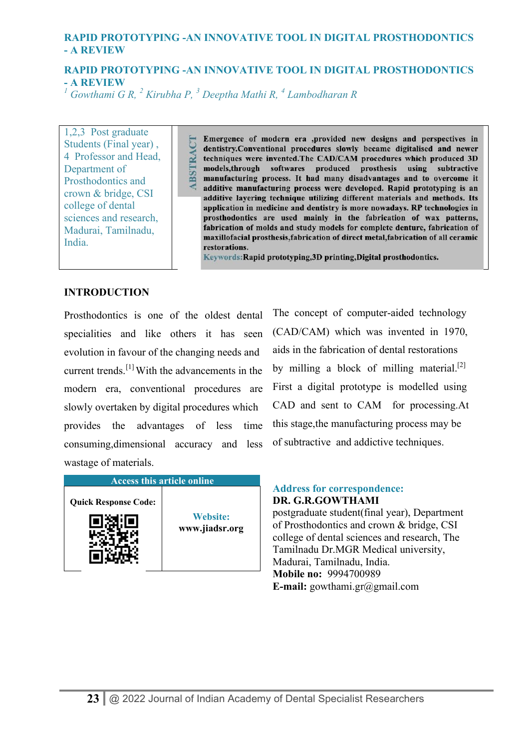# RAPID PROTOTYPING -AN INNOVATIVE TOOL IN DIGITAL PROSTHODONTICS - A REVIEW

## RAPID PROTOTYPING -AN INNOVATIVE TOOL IN DIGITAL PROSTHODONTICS - A REVIEW

*[1] Gowthami G R, [2] Kirubha P, [3] Deeptha Mathi R, [4] Lambodharan R*

1,2,3 Post graduate Students (Final year) , 4 Professor and Head, Department of Prosthodontics and crown & bridge, CSI college of dental sciences and research, Madurai, Tamilnadu, India.

**ABSTRACT**

**Emergence of modern era ,provided new designs and perspectives in dentistry.Conventional procedures slowly became digitalised and newer techniques were invented.The CAD/CAM procedures which produced 3D models,through softwares produced prosthesis using subtractive manufacturing process. It had many disadvantages and to overcome it additive manufacturing process were developed. Rapid prototyping is an additive layering technique utilizing different materials and methods. Its application in medicine and dentistry is more nowadays. RP technologies in prosthodontics are used mainly in the fabrication of wax patterns, fabrication of molds and study models for complete denture, fabrication of maxillofacial prosthesis,fabrication of direct metal,fabrication of all ceramic restorations.**

**Keywords:** **Rapid prototyping,3D printing,Digital prosthodontics.**

## INTRODUCTION

Prosthodontics is one of the oldest dental specialities and like others it has seen evolution in favour of the changing needs and current trends.[1] With the advancements in the modern era, conventional procedures are slowly overtaken by digital procedures which provides the advantages of less time consuming,dimensional accuracy and less wastage of materials.

The concept of computer-aided technology (CAD/CAM) which was invented in 1970, aids in the fabrication of dental restorations by milling a block of milling material.[2] First a digital prototype is modelled using CAD and sent to CAM for processing.At this stage,the manufacturing process may be of subtractive and addictive techniques.

| Access this article online | |
|---|---|
| **Quick Response Code:** | **Website:** www.jiadsr.org |

**Address for correspondence:**
**DR. G.R.GOWTHAMI**
postgraduate student(final year), Department of Prosthodontics and crown & bridge, CSI college of dental sciences and research, The Tamilnadu Dr.MGR Medical university, Madurai, Tamilnadu, India.
**Mobile no:** 9994700989
**E-mail:** gowthami.gr@gmail.com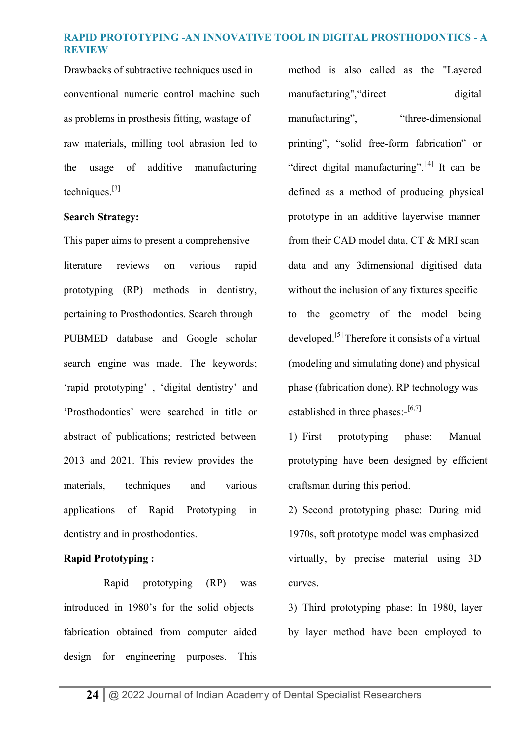Drawbacks of subtractive techniques used in conventional numeric control machine such as problems in prosthesis fitting, wastage of raw materials, milling tool abrasion led to the usage of additive manufacturing techniques.[3]

**Search Strategy:**

This paper aims to present a comprehensive literature reviews on various rapid prototyping (RP) methods in dentistry, pertaining to Prosthodontics. Search through PUBMED database and Google scholar search engine was made. The keywords; 'rapid prototyping' , 'digital dentistry' and 'Prosthodontics' were searched in title or abstract of publications; restricted between 2013 and 2021. This review provides the materials, techniques and various applications of Rapid Prototyping in dentistry and in prosthodontics.

**Rapid Prototyping :**

Rapid prototyping (RP) was introduced in 1980's for the solid objects fabrication obtained from computer aided design for engineering purposes. This method is also called as the "Layered manufacturing","direct digital manufacturing", "three-dimensional printing", "solid free-form fabrication" or "direct digital manufacturing".[4] It can be defined as a method of producing physical prototype in an additive layerwise manner from their CAD model data, CT & MRI scan data and any 3dimensional digitised data without the inclusion of any fixtures specific to the geometry of the model being developed.[5] Therefore it consists of a virtual (modeling and simulating done) and physical phase (fabrication done). RP technology was established in three phases:-[6,7]

1) First prototyping phase: Manual prototyping have been designed by efficient craftsman during this period.

2) Second prototyping phase: During mid 1970s, soft prototype model was emphasized virtually, by precise material using 3D curves.

3) Third prototyping phase: In 1980, layer by layer method have been employed to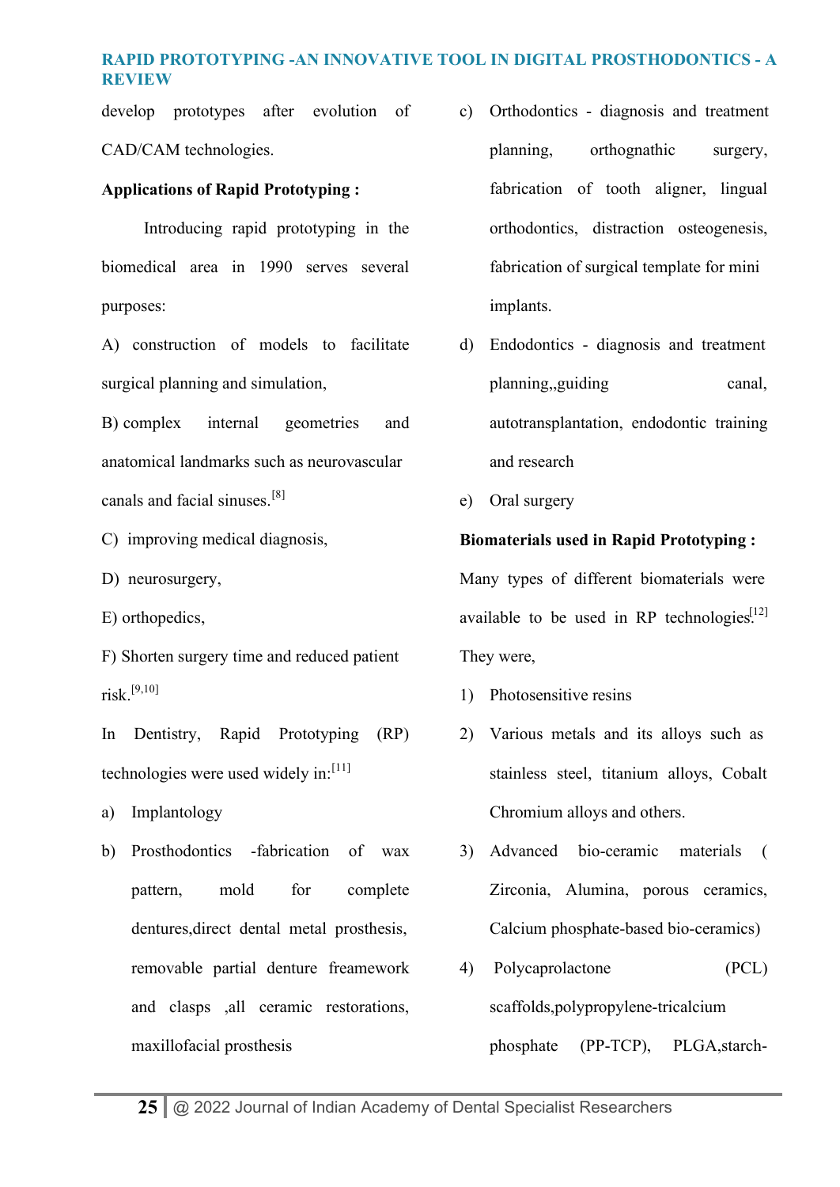develop prototypes after evolution of CAD/CAM technologies.

**Applications of Rapid Prototyping :**

Introducing rapid prototyping in the biomedical area in 1990 serves several purposes:

A) construction of models to facilitate surgical planning and simulation,

B) complex internal geometries and anatomical landmarks such as neurovascular canals and facial sinuses.[8]

C) improving medical diagnosis,

D) neurosurgery,

E) orthopedics,

F) Shorten surgery time and reduced patient risk.[9,10]

In Dentistry, Rapid Prototyping (RP) technologies were used widely in:[11]

a) Implantology

b) Prosthodontics -fabrication of wax pattern, mold for complete dentures,direct dental metal prosthesis, removable partial denture freamework and clasps ,all ceramic restorations, maxillofacial prosthesis

c) Orthodontics - diagnosis and treatment planning, orthognathic surgery, fabrication of tooth aligner, lingual orthodontics, distraction osteogenesis, fabrication of surgical template for mini implants.

d) Endodontics - diagnosis and treatment planning,,guiding canal, autotransplantation, endodontic training and research

e) Oral surgery

**Biomaterials used in Rapid Prototyping :**

Many types of different biomaterials were available to be used in RP technologies.[12] They were,

1) Photosensitive resins

2) Various metals and its alloys such as stainless steel, titanium alloys, Cobalt Chromium alloys and others.

3) Advanced bio-ceramic materials ( Zirconia, Alumina, porous ceramics, Calcium phosphate-based bio-ceramics)

4) Polycaprolactone (PCL) scaffolds,polypropylene-tricalcium phosphate (PP-TCP), PLGA,starch-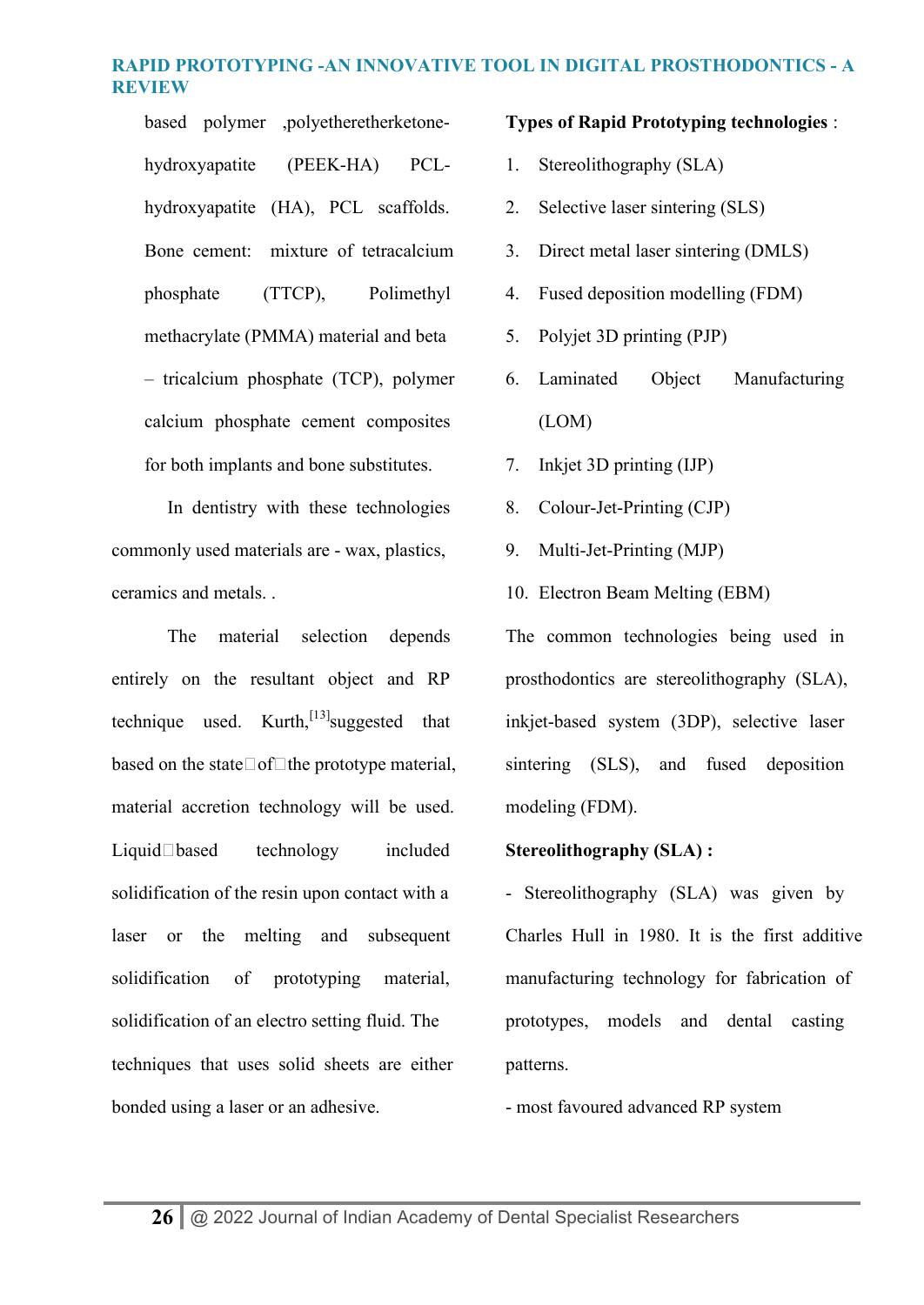based polymer ,polyetheretherketone-hydroxyapatite (PEEK-HA) PCL-hydroxyapatite (HA), PCL scaffolds. Bone cement: mixture of tetracalcium phosphate (TTCP), Polimethyl methacrylate (PMMA) material and beta – tricalcium phosphate (TCP), polymer calcium phosphate cement composites for both implants and bone substitutes.

In dentistry with these technologies commonly used materials are - wax, plastics, ceramics and metals. .

The material selection depends entirely on the resultant object and RP technique used. Kurth,[13]suggested that based on the state□of□the prototype material, material accretion technology will be used. Liquid□based technology included solidification of the resin upon contact with a laser or the melting and subsequent solidification of prototyping material, solidification of an electro setting fluid. The techniques that uses solid sheets are either bonded using a laser or an adhesive.

**Types of Rapid Prototyping technologies** :

1. Stereolithography (SLA)
2. Selective laser sintering (SLS)
3. Direct metal laser sintering (DMLS)
4. Fused deposition modelling (FDM)
5. Polyjet 3D printing (PJP)
6. Laminated Object Manufacturing (LOM)
7. Inkjet 3D printing (IJP)
8. Colour-Jet-Printing (CJP)
9. Multi-Jet-Printing (MJP)
10. Electron Beam Melting (EBM)

The common technologies being used in prosthodontics are stereolithography (SLA), inkjet-based system (3DP), selective laser sintering (SLS), and fused deposition modeling (FDM).

**Stereolithography (SLA) :**

- Stereolithography (SLA) was given by Charles Hull in 1980. It is the first additive manufacturing technology for fabrication of prototypes, models and dental casting patterns.

- most favoured advanced RP system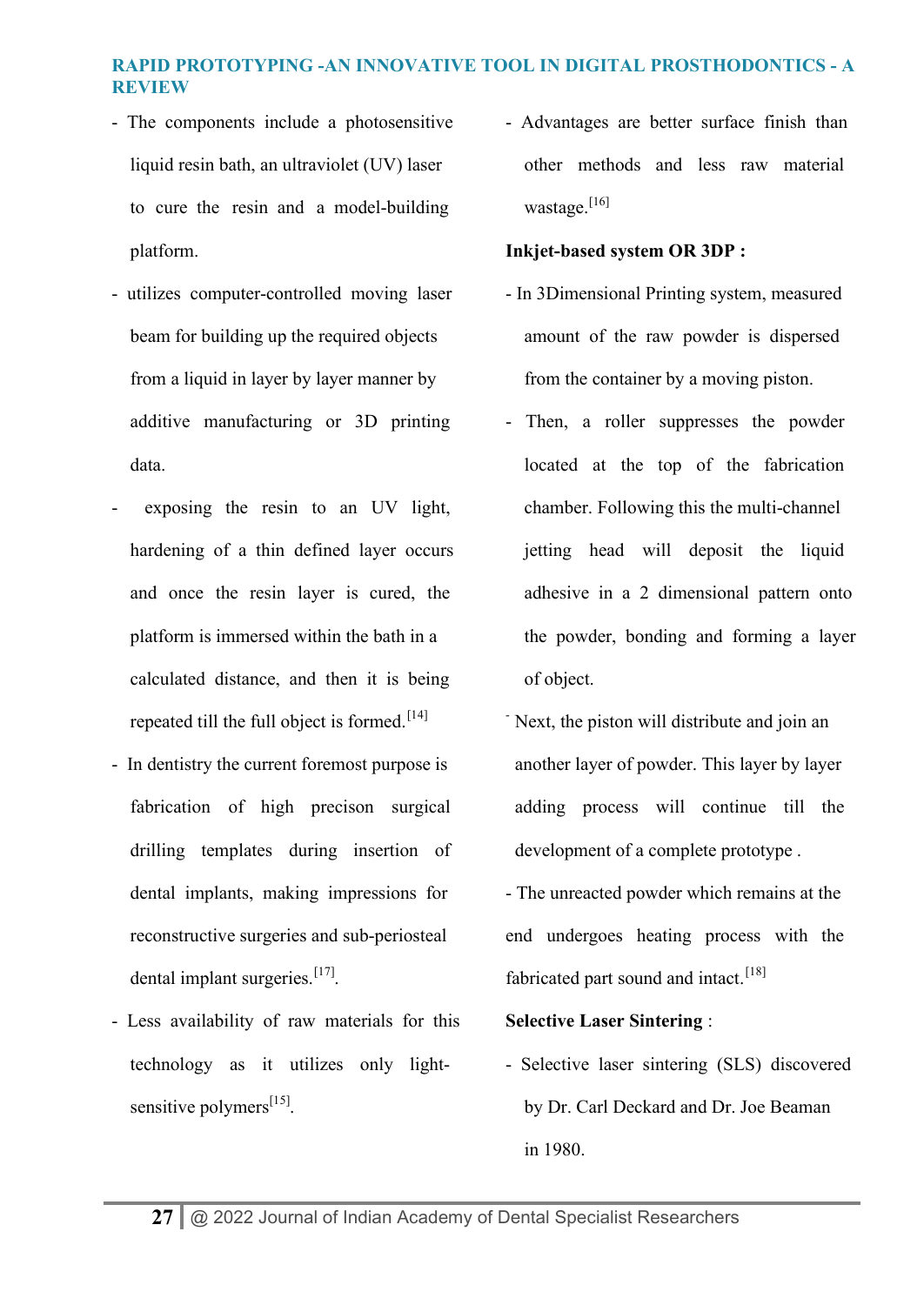- The components include a photosensitive liquid resin bath, an ultraviolet (UV) laser to cure the resin and a model-building platform.
- utilizes computer-controlled moving laser beam for building up the required objects from a liquid in layer by layer manner by additive manufacturing or 3D printing data.
- exposing the resin to an UV light, hardening of a thin defined layer occurs and once the resin layer is cured, the platform is immersed within the bath in a calculated distance, and then it is being repeated till the full object is formed.[14]
- In dentistry the current foremost purpose is fabrication of high precison surgical drilling templates during insertion of dental implants, making impressions for reconstructive surgeries and sub-periosteal dental implant surgeries.[17].
- Less availability of raw materials for this technology as it utilizes only light-sensitive polymers[15].
- Advantages are better surface finish than other methods and less raw material wastage.[16]

**Inkjet-based system OR 3DP :**

- In 3Dimensional Printing system, measured amount of the raw powder is dispersed from the container by a moving piston.
- Then, a roller suppresses the powder located at the top of the fabrication chamber. Following this the multi-channel jetting head will deposit the liquid adhesive in a 2 dimensional pattern onto the powder, bonding and forming a layer of object.
- Next, the piston will distribute and join an another layer of powder. This layer by layer adding process will continue till the development of a complete prototype .
- The unreacted powder which remains at the end undergoes heating process with the fabricated part sound and intact.[18]

**Selective Laser Sintering** :

- Selective laser sintering (SLS) discovered by Dr. Carl Deckard and Dr. Joe Beaman in 1980.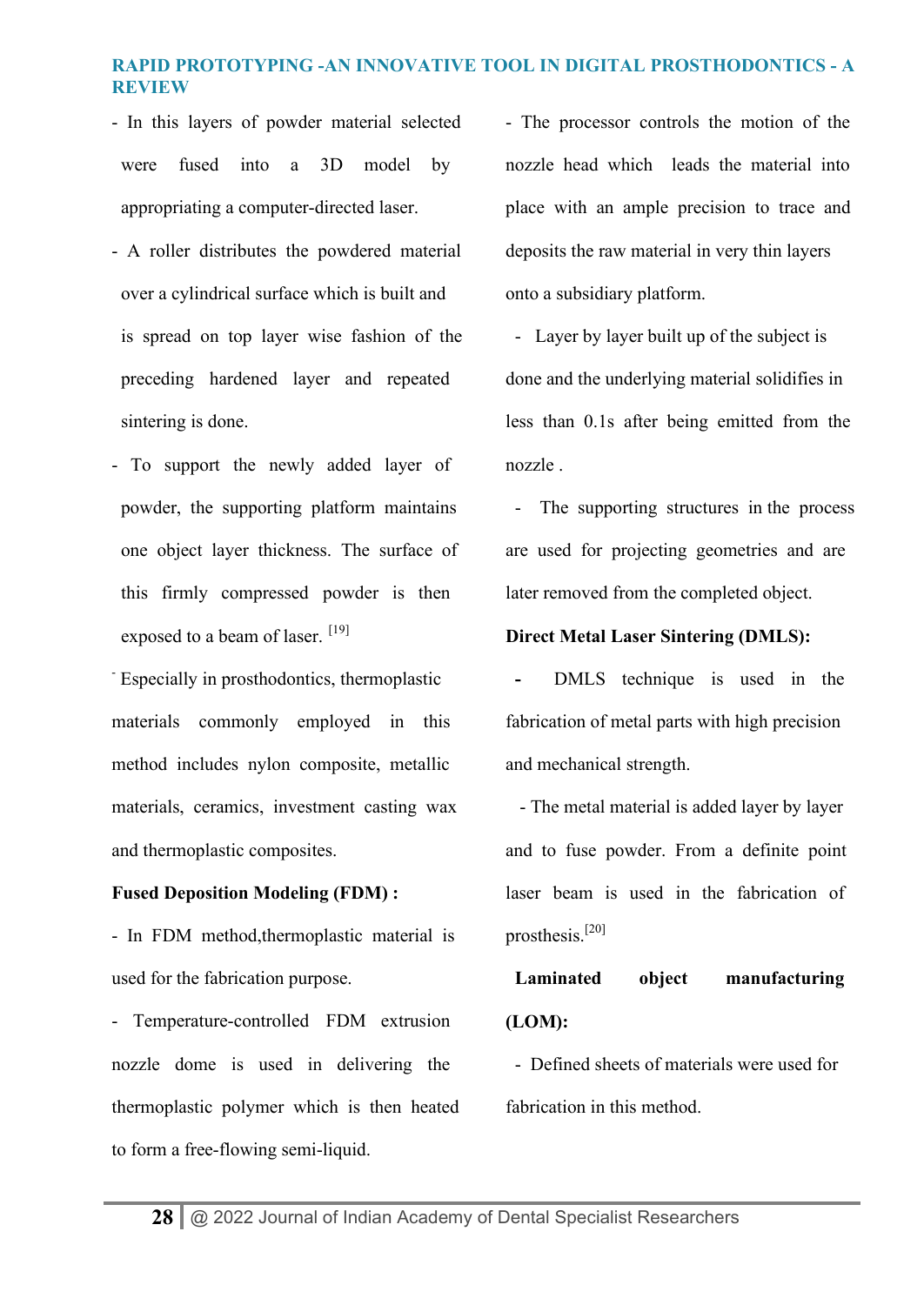- In this layers of powder material selected were fused into a 3D model by appropriating a computer-directed laser.
- A roller distributes the powdered material over a cylindrical surface which is built and is spread on top layer wise fashion of the preceding hardened layer and repeated sintering is done.
- To support the newly added layer of powder, the supporting platform maintains one object layer thickness. The surface of this firmly compressed powder is then exposed to a beam of laser. [19]

- Especially in prosthodontics, thermoplastic materials commonly employed in this method includes nylon composite, metallic materials, ceramics, investment casting wax and thermoplastic composites.

**Fused Deposition Modeling (FDM) :**

- In FDM method,thermoplastic material is used for the fabrication purpose.
- Temperature-controlled FDM extrusion nozzle dome is used in delivering the thermoplastic polymer which is then heated to form a free-flowing semi-liquid.
- The processor controls the motion of the nozzle head which leads the material into place with an ample precision to trace and deposits the raw material in very thin layers onto a subsidiary platform.
- Layer by layer built up of the subject is done and the underlying material solidifies in less than 0.1s after being emitted from the nozzle .
- The supporting structures in the process are used for projecting geometries and are later removed from the completed object.

**Direct Metal Laser Sintering (DMLS):**

- DMLS technique is used in the fabrication of metal parts with high precision and mechanical strength.
- The metal material is added layer by layer and to fuse powder. From a definite point laser beam is used in the fabrication of prosthesis.[20]

**Laminated object manufacturing (LOM):**

- Defined sheets of materials were used for fabrication in this method.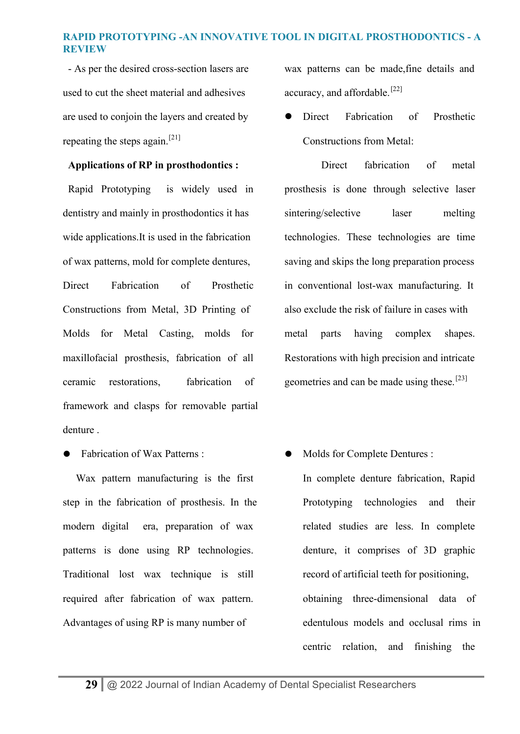- As per the desired cross-section lasers are used to cut the sheet material and adhesives are used to conjoin the layers and created by repeating the steps again.[21]

**Applications of RP in prosthodontics :**

Rapid Prototyping is widely used in dentistry and mainly in prosthodontics it has wide applications.It is used in the fabrication of wax patterns, mold for complete dentures, Direct Fabrication of Prosthetic Constructions from Metal, 3D Printing of Molds for Metal Casting, molds for maxillofacial prosthesis, fabrication of all ceramic restorations, fabrication of framework and clasps for removable partial denture .

- Fabrication of Wax Patterns :

Wax pattern manufacturing is the first step in the fabrication of prosthesis. In the modern digital era, preparation of wax patterns is done using RP technologies. Traditional lost wax technique is still required after fabrication of wax pattern. Advantages of using RP is many number of wax patterns can be made,fine details and accuracy, and affordable.[22]

- Direct Fabrication of Prosthetic Constructions from Metal:

Direct fabrication of metal prosthesis is done through selective laser sintering/selective laser melting technologies. These technologies are time saving and skips the long preparation process in conventional lost-wax manufacturing. It also exclude the risk of failure in cases with metal parts having complex shapes. Restorations with high precision and intricate geometries and can be made using these.[23]

- Molds for Complete Dentures :

In complete denture fabrication, Rapid Prototyping technologies and their related studies are less. In complete denture, it comprises of 3D graphic record of artificial teeth for positioning, obtaining three-dimensional data of edentulous models and occlusal rims in centric relation, and finishing the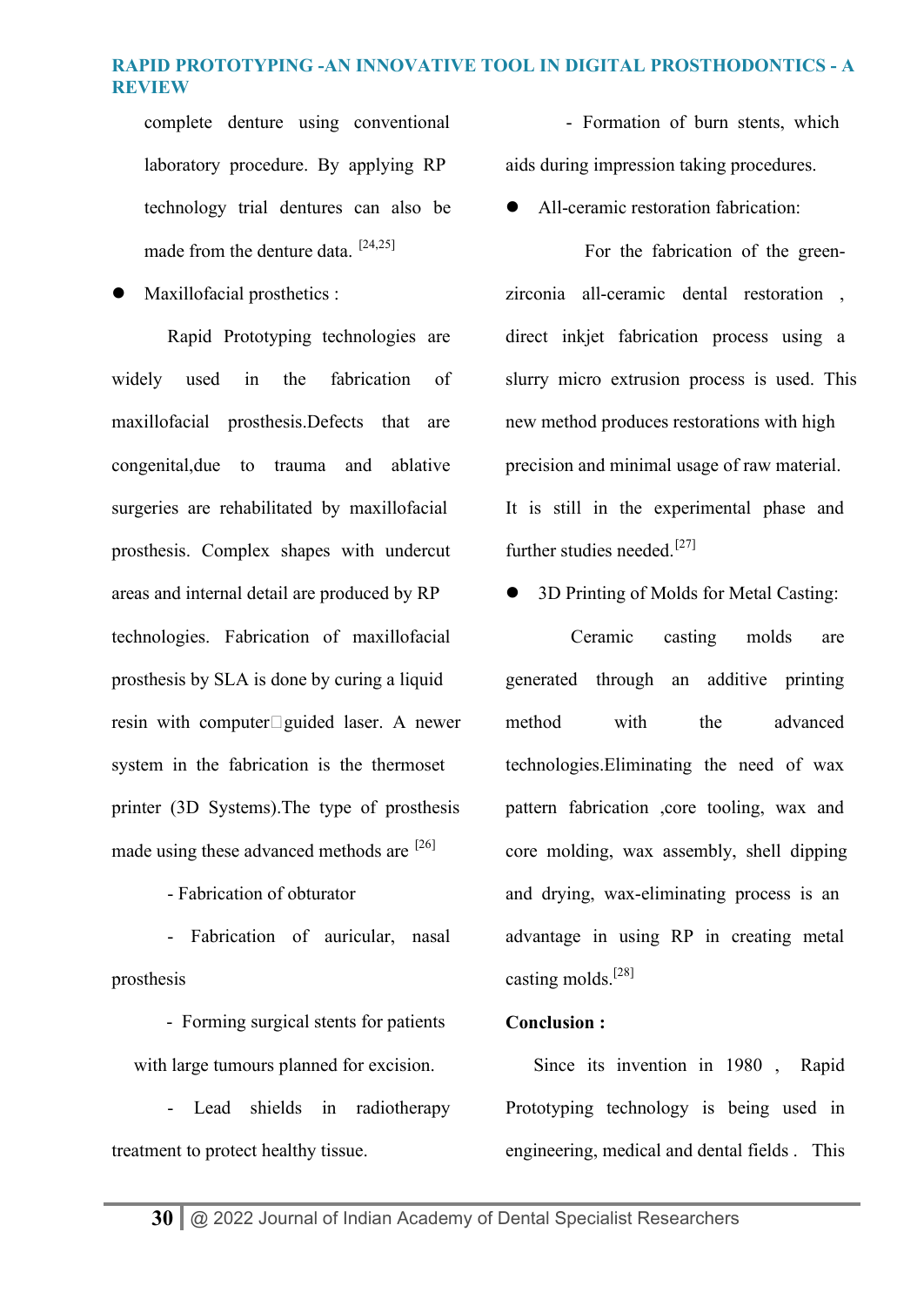complete denture using conventional laboratory procedure. By applying RP technology trial dentures can also be made from the denture data. [24,25]

- Maxillofacial prosthetics :

Rapid Prototyping technologies are widely used in the fabrication of maxillofacial prosthesis.Defects that are congenital,due to trauma and ablative surgeries are rehabilitated by maxillofacial prosthesis. Complex shapes with undercut areas and internal detail are produced by RP technologies. Fabrication of maxillofacial prosthesis by SLA is done by curing a liquid resin with computer□guided laser. A newer system in the fabrication is the thermoset printer (3D Systems).The type of prosthesis made using these advanced methods are [26]

- Fabrication of obturator

- Fabrication of auricular, nasal prosthesis

- Forming surgical stents for patients with large tumours planned for excision.

- Lead shields in radiotherapy treatment to protect healthy tissue.

- Formation of burn stents, which aids during impression taking procedures.

- All-ceramic restoration fabrication:

For the fabrication of the green-zirconia all-ceramic dental restoration , direct inkjet fabrication process using a slurry micro extrusion process is used. This new method produces restorations with high precision and minimal usage of raw material. It is still in the experimental phase and further studies needed.[27]

- 3D Printing of Molds for Metal Casting:

Ceramic casting molds are generated through an additive printing method with the advanced technologies.Eliminating the need of wax pattern fabrication ,core tooling, wax and core molding, wax assembly, shell dipping and drying, wax-eliminating process is an advantage in using RP in creating metal casting molds.[28]

**Conclusion :**

Since its invention in 1980 , Rapid Prototyping technology is being used in engineering, medical and dental fields . This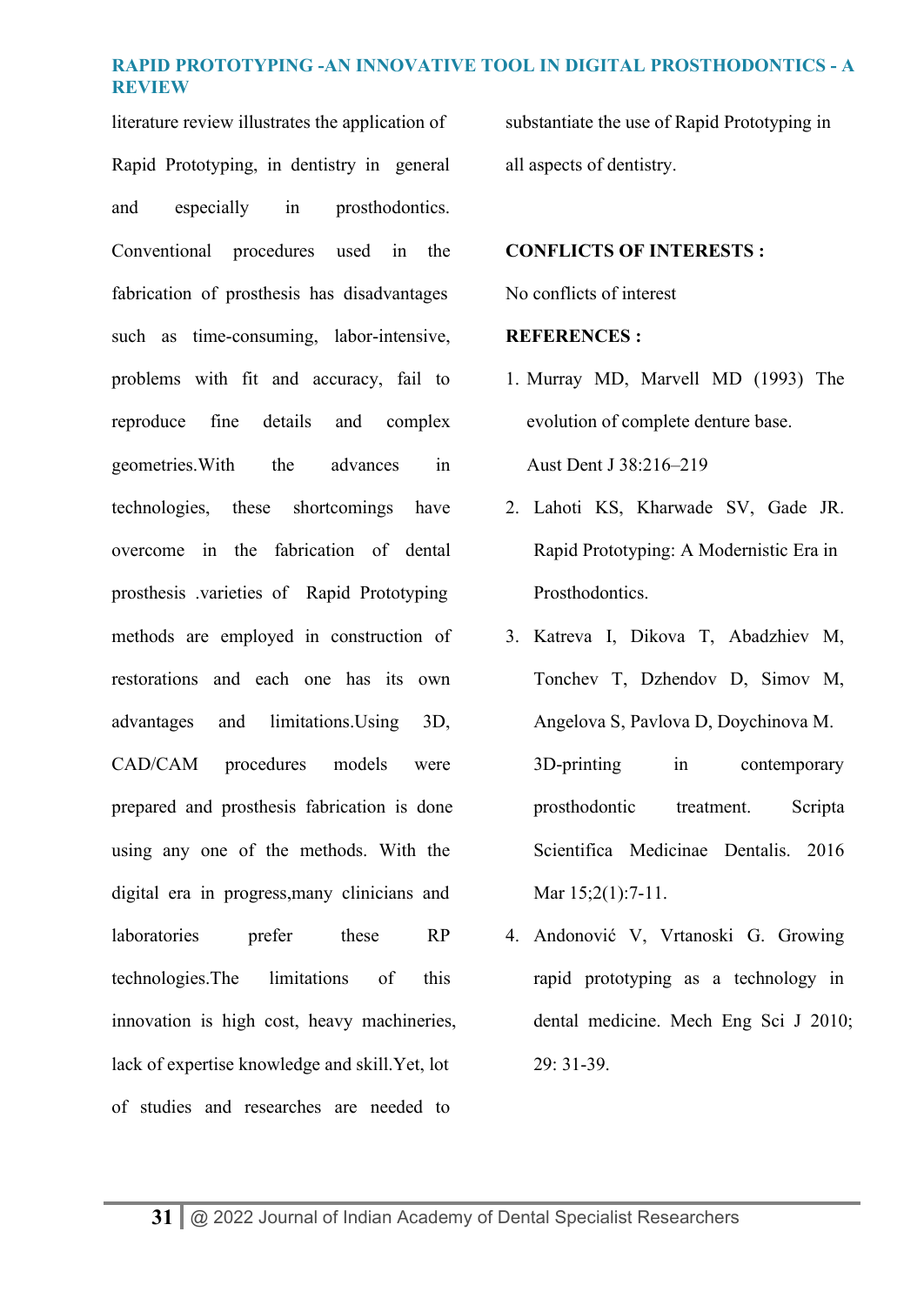literature review illustrates the application of Rapid Prototyping, in dentistry in general and especially in prosthodontics. Conventional procedures used in the fabrication of prosthesis has disadvantages such as time-consuming, labor-intensive, problems with fit and accuracy, fail to reproduce fine details and complex geometries.With the advances in technologies, these shortcomings have overcome in the fabrication of dental prosthesis .varieties of Rapid Prototyping methods are employed in construction of restorations and each one has its own advantages and limitations.Using 3D, CAD/CAM procedures models were prepared and prosthesis fabrication is done using any one of the methods. With the digital era in progress,many clinicians and laboratories prefer these RP technologies.The limitations of this innovation is high cost, heavy machineries, lack of expertise knowledge and skill.Yet, lot of studies and researches are needed to substantiate the use of Rapid Prototyping in all aspects of dentistry.

**CONFLICTS OF INTERESTS :**

No conflicts of interest

**REFERENCES :**

1. Murray MD, Marvell MD (1993) The evolution of complete denture base. Aust Dent J 38:216–219
2. Lahoti KS, Kharwade SV, Gade JR. Rapid Prototyping: A Modernistic Era in Prosthodontics.
3. Katreva I, Dikova T, Abadzhiev M, Tonchev T, Dzhendov D, Simov M, Angelova S, Pavlova D, Doychinova M. 3D-printing in contemporary prosthodontic treatment. Scripta Scientifica Medicinae Dentalis. 2016 Mar 15;2(1):7-11.
4. Andonović V, Vrtanoski G. Growing rapid prototyping as a technology in dental medicine. Mech Eng Sci J 2010; 29: 31-39.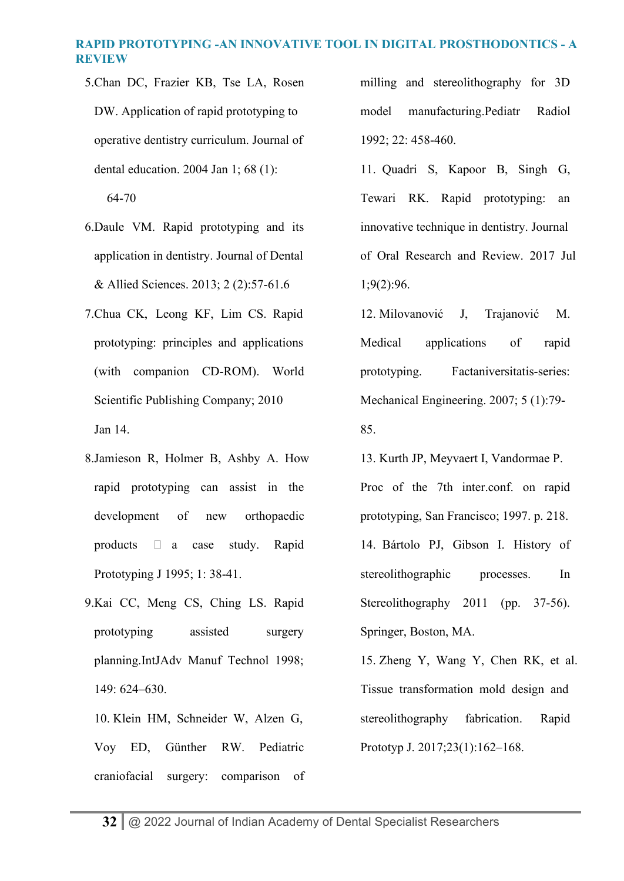5.Chan DC, Frazier KB, Tse LA, Rosen DW. Application of rapid prototyping to operative dentistry curriculum. Journal of dental education. 2004 Jan 1; 68 (1): 64-70

6.Daule VM. Rapid prototyping and its application in dentistry. Journal of Dental & Allied Sciences. 2013; 2 (2):57-61.6

7.Chua CK, Leong KF, Lim CS. Rapid prototyping: principles and applications (with companion CD-ROM). World Scientific Publishing Company; 2010 Jan 14.

8.Jamieson R, Holmer B, Ashby A. How rapid prototyping can assist in the development of new orthopaedic products  a case study. Rapid Prototyping J 1995; 1: 38-41.

9.Kai CC, Meng CS, Ching LS. Rapid prototyping assisted surgery planning.IntJAdv Manuf Technol 1998; 149: 624–630.

10. Klein HM, Schneider W, Alzen G, Voy ED, Günther RW. Pediatric craniofacial surgery: comparison of milling and stereolithography for 3D model manufacturing.Pediatr Radiol 1992; 22: 458-460.

11. Quadri S, Kapoor B, Singh G, Tewari RK. Rapid prototyping: an innovative technique in dentistry. Journal of Oral Research and Review. 2017 Jul 1;9(2):96.

12. Milovanović J, Trajanović M. Medical applications of rapid prototyping. Factaniversitatis-series: Mechanical Engineering. 2007; 5 (1):79-85.

13. Kurth JP, Meyvaert I, Vandormae P. Proc of the 7th inter.conf. on rapid prototyping, San Francisco; 1997. p. 218.

14. Bártolo PJ, Gibson I. History of stereolithographic processes. In Stereolithography 2011 (pp. 37-56). Springer, Boston, MA.

15. Zheng Y, Wang Y, Chen RK, et al. Tissue transformation mold design and stereolithography fabrication. Rapid Prototyp J. 2017;23(1):162–168.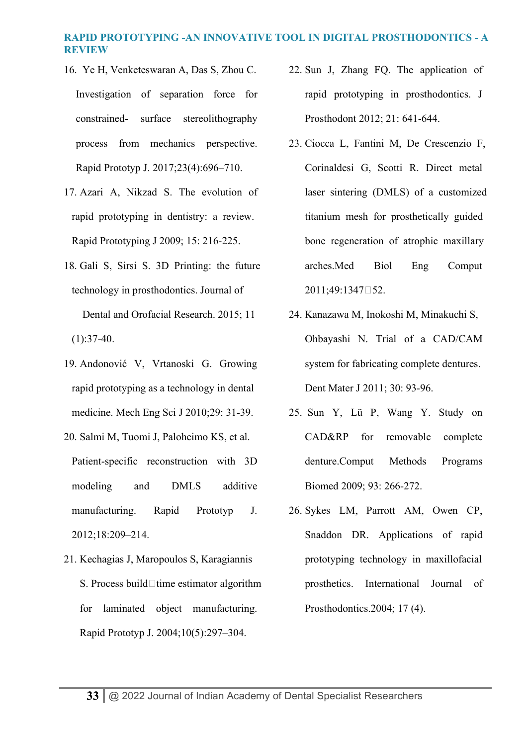16. Ye H, Venketeswaran A, Das S, Zhou C. Investigation of separation force for constrained- surface stereolithography process from mechanics perspective. Rapid Prototyp J. 2017;23(4):696–710.
17. Azari A, Nikzad S. The evolution of rapid prototyping in dentistry: a review. Rapid Prototyping J 2009; 15: 216-225.
18. Gali S, Sirsi S. 3D Printing: the future technology in prosthodontics. Journal of Dental and Orofacial Research. 2015; 11 (1):37-40.
19. Andonović V, Vrtanoski G. Growing rapid prototyping as a technology in dental medicine. Mech Eng Sci J 2010;29: 31-39.
20. Salmi M, Tuomi J, Paloheimo KS, et al. Patient-specific reconstruction with 3D modeling and DMLS additive manufacturing. Rapid Prototyp J. 2012;18:209–214.
21. Kechagias J, Maropoulos S, Karagiannis S. Process build□time estimator algorithm for laminated object manufacturing. Rapid Prototyp J. 2004;10(5):297–304.
22. Sun J, Zhang FQ. The application of rapid prototyping in prosthodontics. J Prosthodont 2012; 21: 641-644.
23. Ciocca L, Fantini M, De Crescenzio F, Corinaldesi G, Scotti R. Direct metal laser sintering (DMLS) of a customized titanium mesh for prosthetically guided bone regeneration of atrophic maxillary arches.Med Biol Eng Comput 2011;49:1347□52.
24. Kanazawa M, Inokoshi M, Minakuchi S, Ohbayashi N. Trial of a CAD/CAM system for fabricating complete dentures. Dent Mater J 2011; 30: 93-96.
25. Sun Y, Lü P, Wang Y. Study on CAD&RP for removable complete denture.Comput Methods Programs Biomed 2009; 93: 266-272.
26. Sykes LM, Parrott AM, Owen CP, Snaddon DR. Applications of rapid prototyping technology in maxillofacial prosthetics. International Journal of Prosthodontics.2004; 17 (4).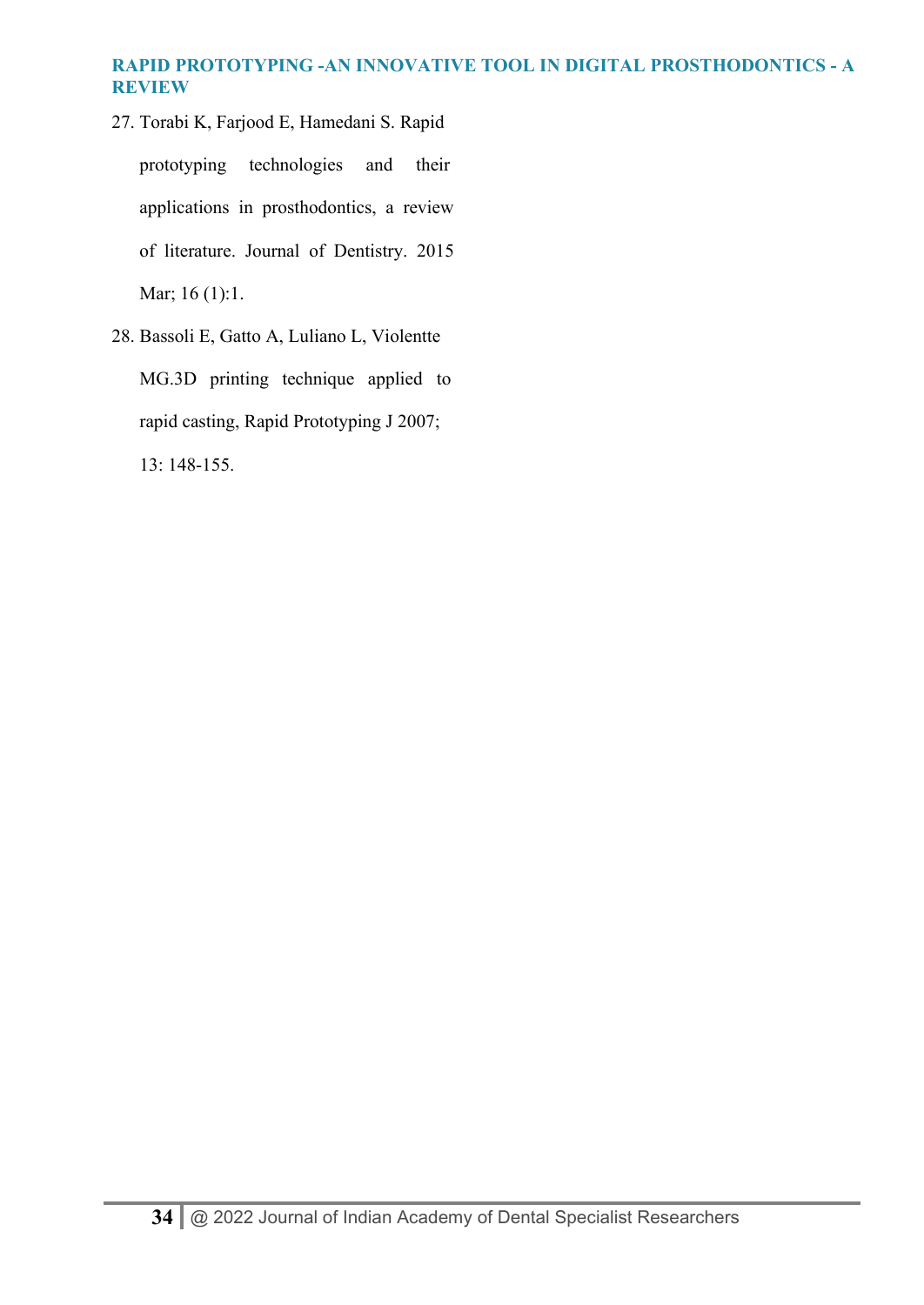27. Torabi K, Farjood E, Hamedani S. Rapid prototyping technologies and their applications in prosthodontics, a review of literature. Journal of Dentistry. 2015 Mar; 16 (1):1.
28. Bassoli E, Gatto A, Luliano L, Violentte MG.3D printing technique applied to rapid casting, Rapid Prototyping J 2007; 13: 148-155.